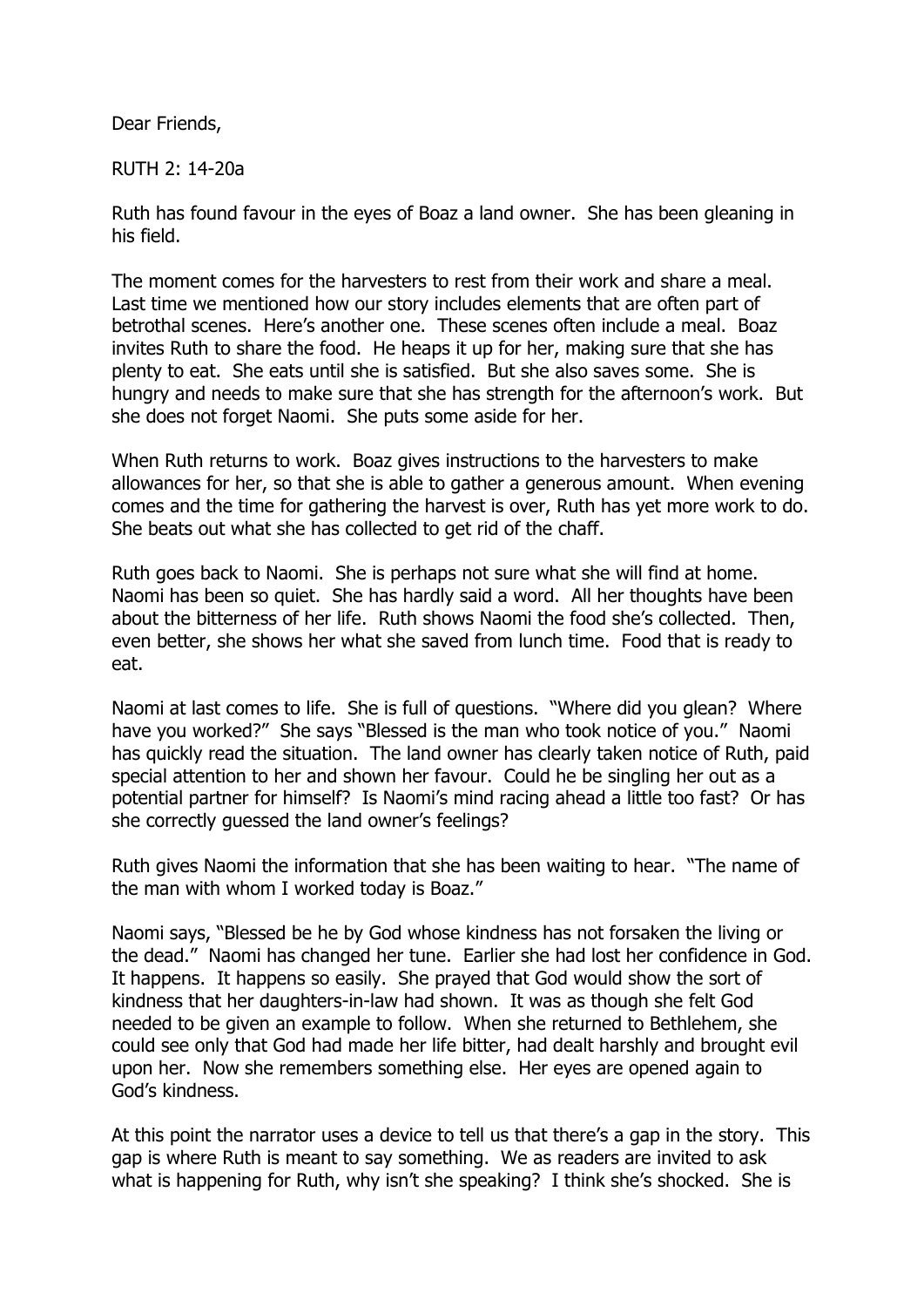Dear Friends,

RUTH 2: 14-20a

Ruth has found favour in the eyes of Boaz a land owner. She has been gleaning in his field.

The moment comes for the harvesters to rest from their work and share a meal. Last time we mentioned how our story includes elements that are often part of betrothal scenes. Here's another one. These scenes often include a meal. Boaz invites Ruth to share the food. He heaps it up for her, making sure that she has plenty to eat. She eats until she is satisfied. But she also saves some. She is hungry and needs to make sure that she has strength for the afternoon's work. But she does not forget Naomi. She puts some aside for her.

When Ruth returns to work. Boaz gives instructions to the harvesters to make allowances for her, so that she is able to gather a generous amount. When evening comes and the time for gathering the harvest is over, Ruth has yet more work to do. She beats out what she has collected to get rid of the chaff.

Ruth goes back to Naomi. She is perhaps not sure what she will find at home. Naomi has been so quiet. She has hardly said a word. All her thoughts have been about the bitterness of her life. Ruth shows Naomi the food she's collected. Then, even better, she shows her what she saved from lunch time. Food that is ready to eat.

Naomi at last comes to life. She is full of questions. "Where did you glean? Where have you worked?" She says "Blessed is the man who took notice of you." Naomi has quickly read the situation. The land owner has clearly taken notice of Ruth, paid special attention to her and shown her favour. Could he be singling her out as a potential partner for himself? Is Naomi's mind racing ahead a little too fast? Or has she correctly guessed the land owner's feelings?

Ruth gives Naomi the information that she has been waiting to hear. "The name of the man with whom I worked today is Boaz."

Naomi says, "Blessed be he by God whose kindness has not forsaken the living or the dead." Naomi has changed her tune. Earlier she had lost her confidence in God. It happens. It happens so easily. She prayed that God would show the sort of kindness that her daughters-in-law had shown. It was as though she felt God needed to be given an example to follow. When she returned to Bethlehem, she could see only that God had made her life bitter, had dealt harshly and brought evil upon her. Now she remembers something else. Her eyes are opened again to God's kindness.

At this point the narrator uses a device to tell us that there's a gap in the story. This gap is where Ruth is meant to say something. We as readers are invited to ask what is happening for Ruth, why isn't she speaking? I think she's shocked. She is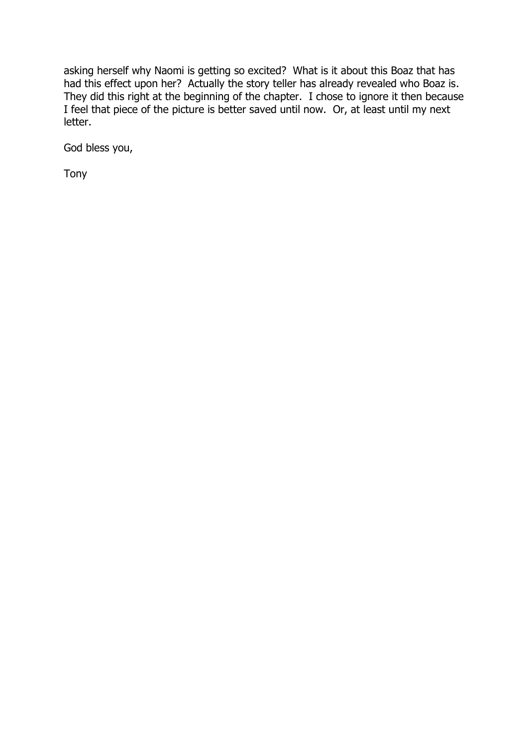asking herself why Naomi is getting so excited? What is it about this Boaz that has had this effect upon her? Actually the story teller has already revealed who Boaz is. They did this right at the beginning of the chapter. I chose to ignore it then because I feel that piece of the picture is better saved until now. Or, at least until my next letter.

God bless you,

Tony